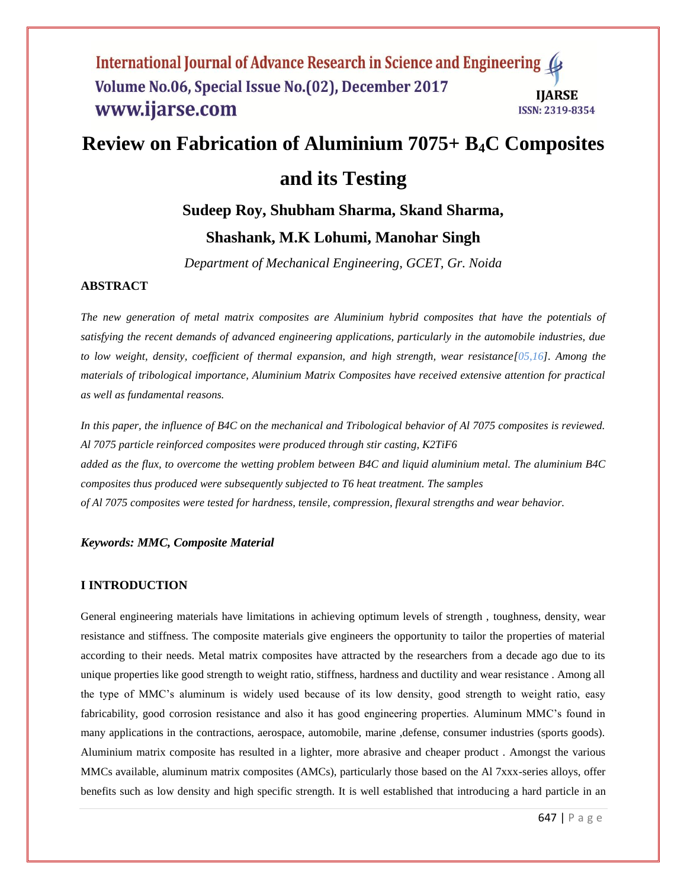# Review on Fabrication of Aluminium 7075+ $B_4C$ Composites and its Testing

**Sudeep Roy, Shubham Sharma, Skand Sharma, Shashank, M.K Lohumi, Manohar Singh**

*Department of Mechanical Engineering, GCET, Gr. Noida*

## ABSTRACT

*The new generation of metal matrix composites are Aluminium hybrid composites that have the potentials of satisfying the recent demands of advanced engineering applications, particularly in the automobile industries, due to low weight, density, coefficient of thermal expansion, and high strength, wear resistance[05,16]. Among the materials of tribological importance, Aluminium Matrix Composites have received extensive attention for practical as well as fundamental reasons.*

*In this paper, the influence of B4C on the mechanical and Tribological behavior of Al 7075 composites is reviewed. Al 7075 particle reinforced composites were produced through stir casting, K2TiF6 added as the flux, to overcome the wetting problem between B4C and liquid aluminium metal. The aluminium B4C composites thus produced were subsequently subjected to T6 heat treatment. The samples of Al 7075 composites were tested for hardness, tensile, compression, flexural strengths and wear behavior.*

***Keywords: MMC, Composite Material***

## I INTRODUCTION

General engineering materials have limitations in achieving optimum levels of strength , toughness, density, wear resistance and stiffness. The composite materials give engineers the opportunity to tailor the properties of material according to their needs. Metal matrix composites have attracted by the researchers from a decade ago due to its unique properties like good strength to weight ratio, stiffness, hardness and ductility and wear resistance . Among all the type of MMC's aluminum is widely used because of its low density, good strength to weight ratio, easy fabricability, good corrosion resistance and also it has good engineering properties. Aluminum MMC's found in many applications in the contractions, aerospace, automobile, marine ,defense, consumer industries (sports goods). Aluminium matrix composite has resulted in a lighter, more abrasive and cheaper product . Amongst the various MMCs available, aluminum matrix composites (AMCs), particularly those based on the Al 7xxx-series alloys, offer benefits such as low density and high specific strength. It is well established that introducing a hard particle in an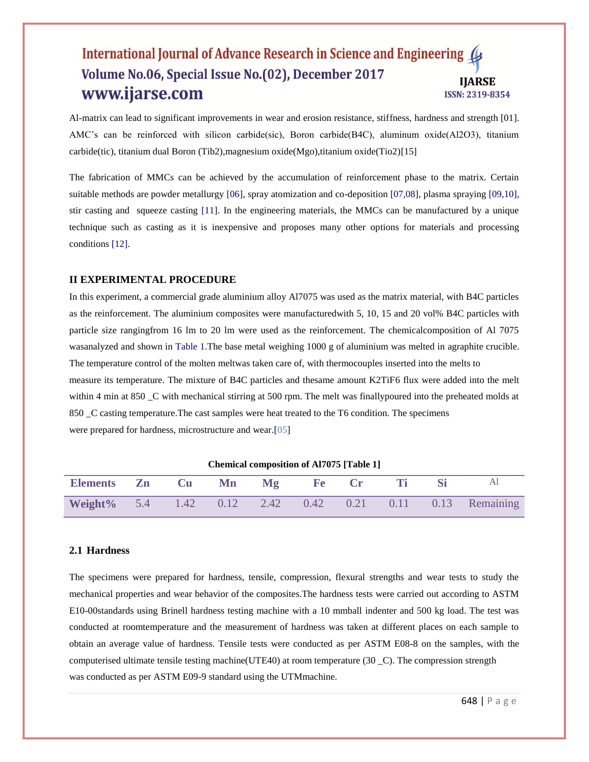Al-matrix can lead to significant improvements in wear and erosion resistance, stiffness, hardness and strength [01]. AMC's can be reinforced with silicon carbide(sic), Boron carbide(B4C), aluminum oxide(Al2O3), titanium carbide(tic), titanium dual Boron (Tib2),magnesium oxide(Mgo),titanium oxide(Tio2)[15]

The fabrication of MMCs can be achieved by the accumulation of reinforcement phase to the matrix. Certain suitable methods are powder metallurgy [06], spray atomization and co-deposition [07,08], plasma spraying [09,10], stir casting and squeeze casting [11]. In the engineering materials, the MMCs can be manufactured by a unique technique such as casting as it is inexpensive and proposes many other options for materials and processing conditions [12].

## II EXPERIMENTAL PROCEDURE

In this experiment, a commercial grade aluminium alloy Al7075 was used as the matrix material, with B4C particles as the reinforcement. The aluminium composites were manufacturedwith 5, 10, 15 and 20 vol% B4C particles with particle size rangingfrom 16 lm to 20 lm were used as the reinforcement. The chemicalcomposition of Al 7075 wasanalyzed and shown in Table 1.The base metal weighing 1000 g of aluminium was melted in agraphite crucible. The temperature control of the molten meltwas taken care of, with thermocouples inserted into the melts to measure its temperature. The mixture of B4C particles and thesame amount K2TiF6 flux were added into the melt within 4 min at 850 _C with mechanical stirring at 500 rpm. The melt was finallypoured into the preheated molds at 850 _C casting temperature.The cast samples were heat treated to the T6 condition. The specimens were prepared for hardness, microstructure and wear.[05]

**Chemical composition of Al7075 [Table 1]**

| Elements | Zn | Cu | Mn | Mg | Fe | Cr | Ti | Si | Al |
|---|---|---|---|---|---|---|---|---|---|
| Weight% | 5.4 | 1.42 | 0.12 | 2.42 | 0.42 | 0.21 | 0.11 | 0.13 | Remaining |

### 2.1 Hardness

The specimens were prepared for hardness, tensile, compression, flexural strengths and wear tests to study the mechanical properties and wear behavior of the composites.The hardness tests were carried out according to ASTM E10-00standards using Brinell hardness testing machine with a 10 mmball indenter and 500 kg load. The test was conducted at roomtemperature and the measurement of hardness was taken at different places on each sample to obtain an average value of hardness. Tensile tests were conducted as per ASTM E08-8 on the samples, with the computerised ultimate tensile testing machine(UTE40) at room temperature (30 _C). The compression strength was conducted as per ASTM E09-9 standard using the UTMmachine.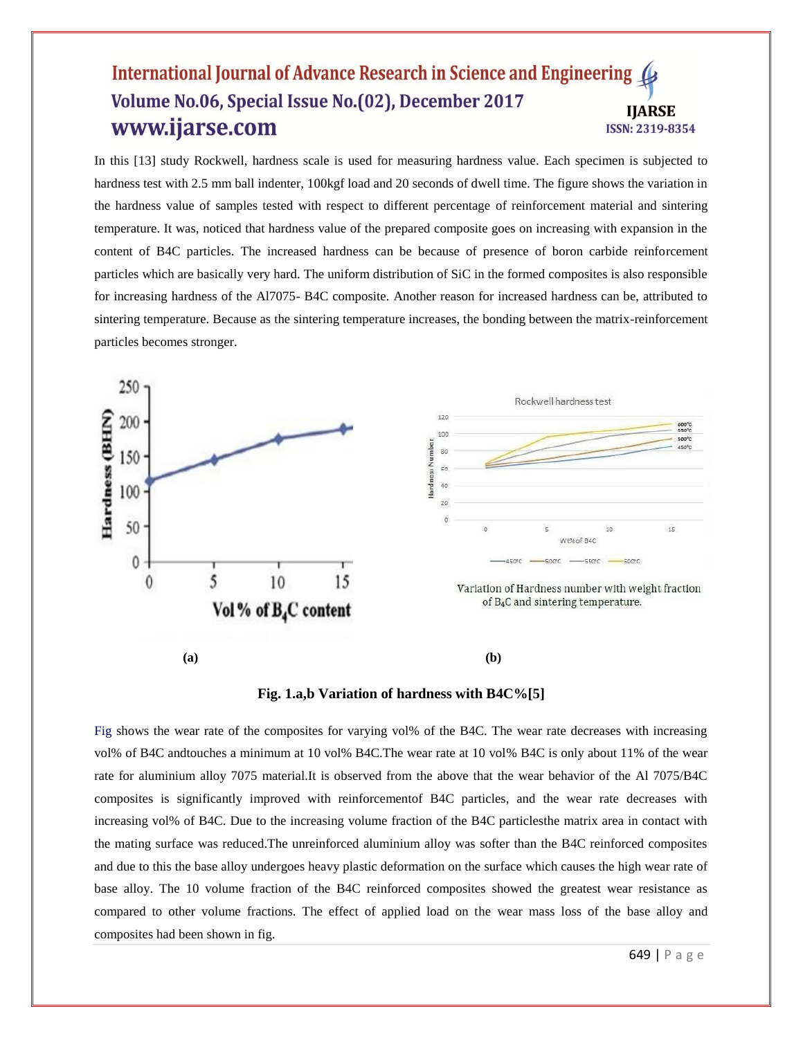In this [13] study Rockwell, hardness scale is used for measuring hardness value. Each specimen is subjected to hardness test with 2.5 mm ball indenter, 100kgf load and 20 seconds of dwell time. The figure shows the variation in the hardness value of samples tested with respect to different percentage of reinforcement material and sintering temperature. It was, noticed that hardness value of the prepared composite goes on increasing with expansion in the content of B4C particles. The increased hardness can be because of presence of boron carbide reinforcement particles which are basically very hard. The uniform distribution of SiC in the formed composites is also responsible for increasing hardness of the Al7075- B4C composite. Another reason for increased hardness can be, attributed to sintering temperature. Because as the sintering temperature increases, the bonding between the matrix-reinforcement particles becomes stronger.

(a)

Variation of Hardness number with weight fraction of $B_4C$ and sintering temperature.

(b)

**Fig. 1.a,b Variation of hardness with B4C%[5]**

Fig shows the wear rate of the composites for varying vol% of the B4C. The wear rate decreases with increasing vol% of B4C andtouches a minimum at 10 vol% B4C.The wear rate at 10 vol% B4C is only about 11% of the wear rate for aluminium alloy 7075 material.It is observed from the above that the wear behavior of the Al 7075/B4C composites is significantly improved with reinforcementof B4C particles, and the wear rate decreases with increasing vol% of B4C. Due to the increasing volume fraction of the B4C particlesthe matrix area in contact with the mating surface was reduced.The unreinforced aluminium alloy was softer than the B4C reinforced composites and due to this the base alloy undergoes heavy plastic deformation on the surface which causes the high wear rate of base alloy. The 10 volume fraction of the B4C reinforced composites showed the greatest wear resistance as compared to other volume fractions. The effect of applied load on the wear mass loss of the base alloy and composites had been shown in fig.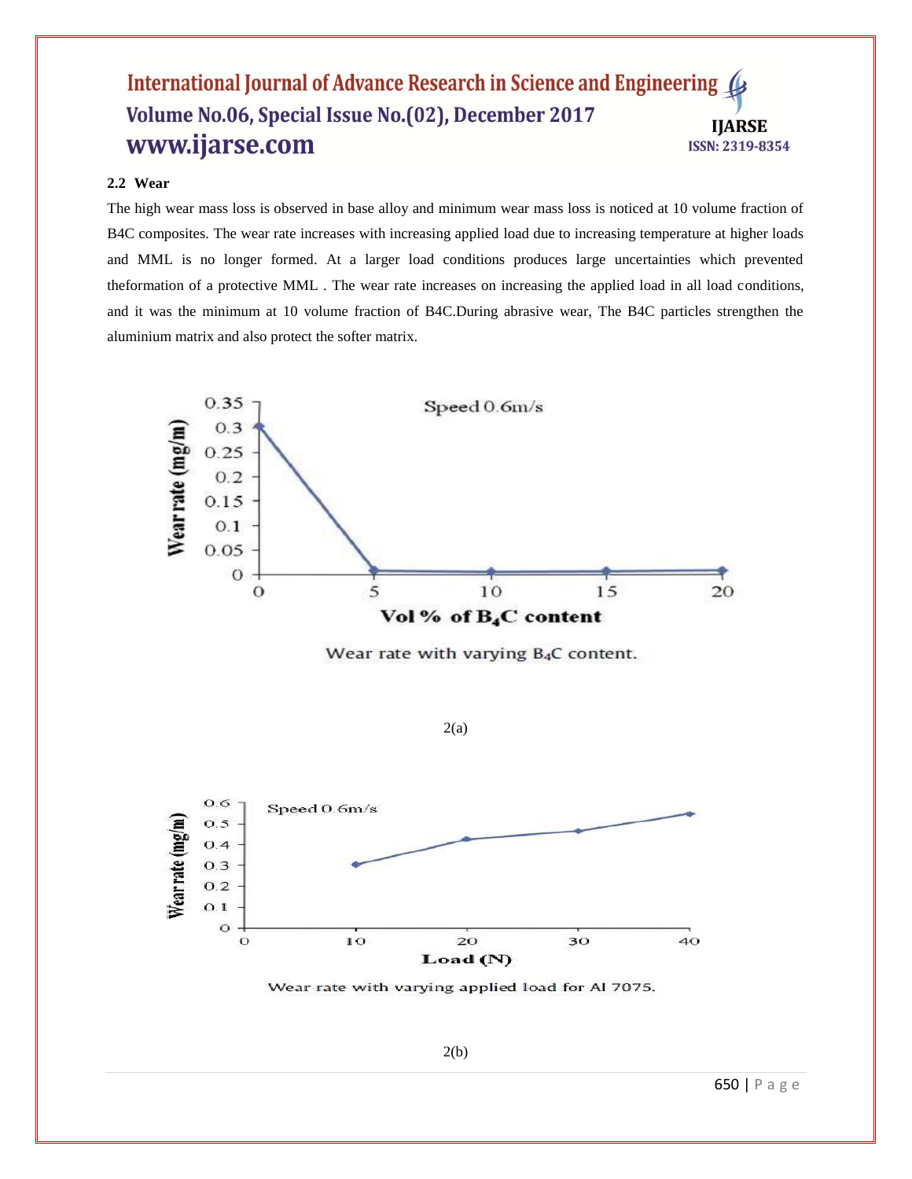### 2.2 Wear

The high wear mass loss is observed in base alloy and minimum wear mass loss is noticed at 10 volume fraction of B4C composites. The wear rate increases with increasing applied load due to increasing temperature at higher loads and MML is no longer formed. At a larger load conditions produces large uncertainties which prevented theformation of a protective MML . The wear rate increases on increasing the applied load in all load conditions, and it was the minimum at 10 volume fraction of B4C.During abrasive wear, The B4C particles strengthen the aluminium matrix and also protect the softer matrix.

Wear rate with varying $B_4C$ content.

2(a)

Wear rate with varying applied load for Al 7075.

2(b)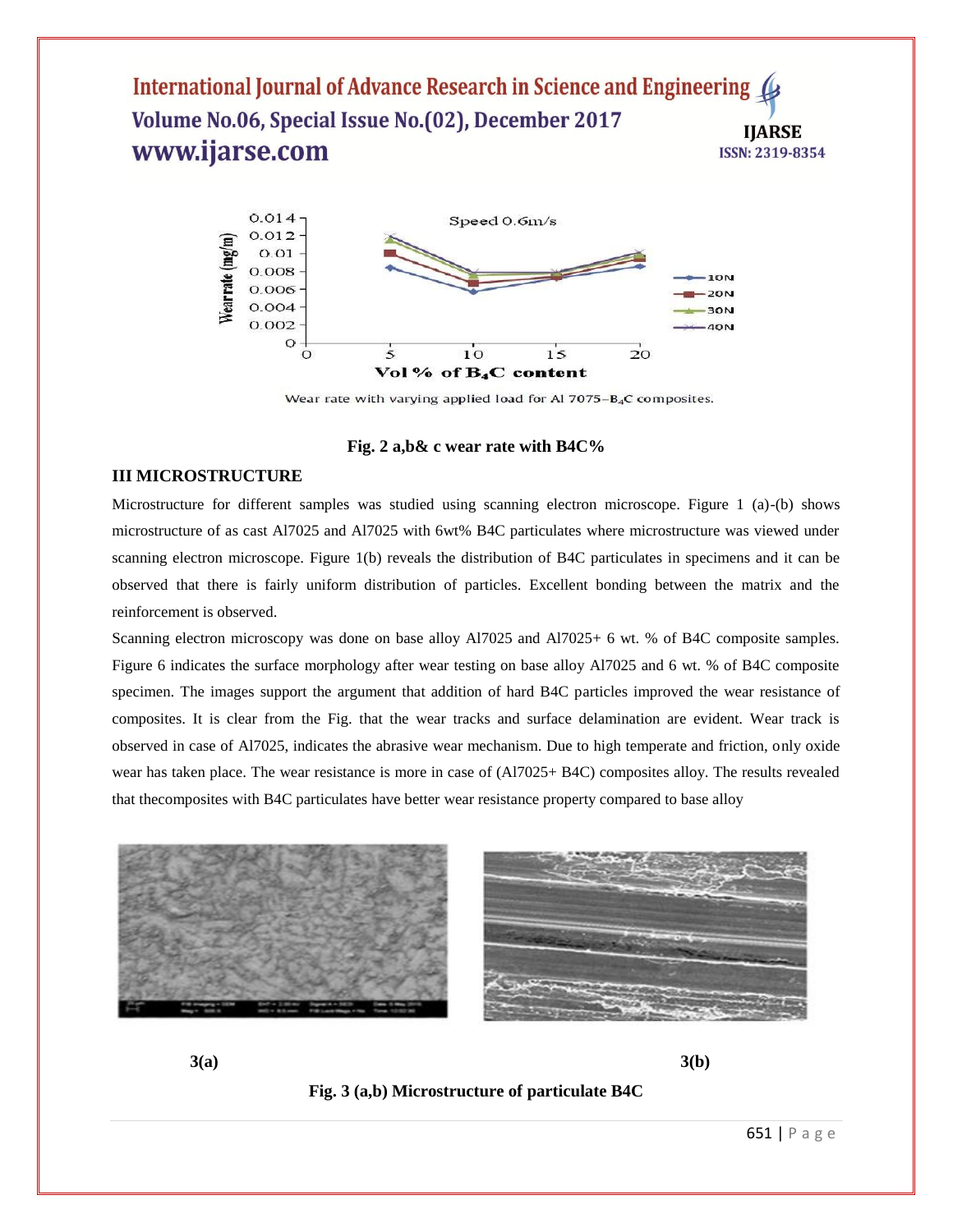Wear rate with varying applied load for Al 7075–$B_4C$ composites.

**Fig. 2 a,b& c wear rate with B4C%**

## III MICROSTRUCTURE

Microstructure for different samples was studied using scanning electron microscope. Figure 1 (a)-(b) shows microstructure of as cast Al7025 and Al7025 with 6wt% B4C particulates where microstructure was viewed under scanning electron microscope. Figure 1(b) reveals the distribution of B4C particulates in specimens and it can be observed that there is fairly uniform distribution of particles. Excellent bonding between the matrix and the reinforcement is observed.

Scanning electron microscopy was done on base alloy Al7025 and Al7025+ 6 wt. % of B4C composite samples. Figure 6 indicates the surface morphology after wear testing on base alloy Al7025 and 6 wt. % of B4C composite specimen. The images support the argument that addition of hard B4C particles improved the wear resistance of composites. It is clear from the Fig. that the wear tracks and surface delamination are evident. Wear track is observed in case of Al7025, indicates the abrasive wear mechanism. Due to high temperate and friction, only oxide wear has taken place. The wear resistance is more in case of (Al7025+ B4C) composites alloy. The results revealed that thecomposites with B4C particulates have better wear resistance property compared to base alloy

3(a) 3(b)

**Fig. 3 (a,b) Microstructure of particulate B4C**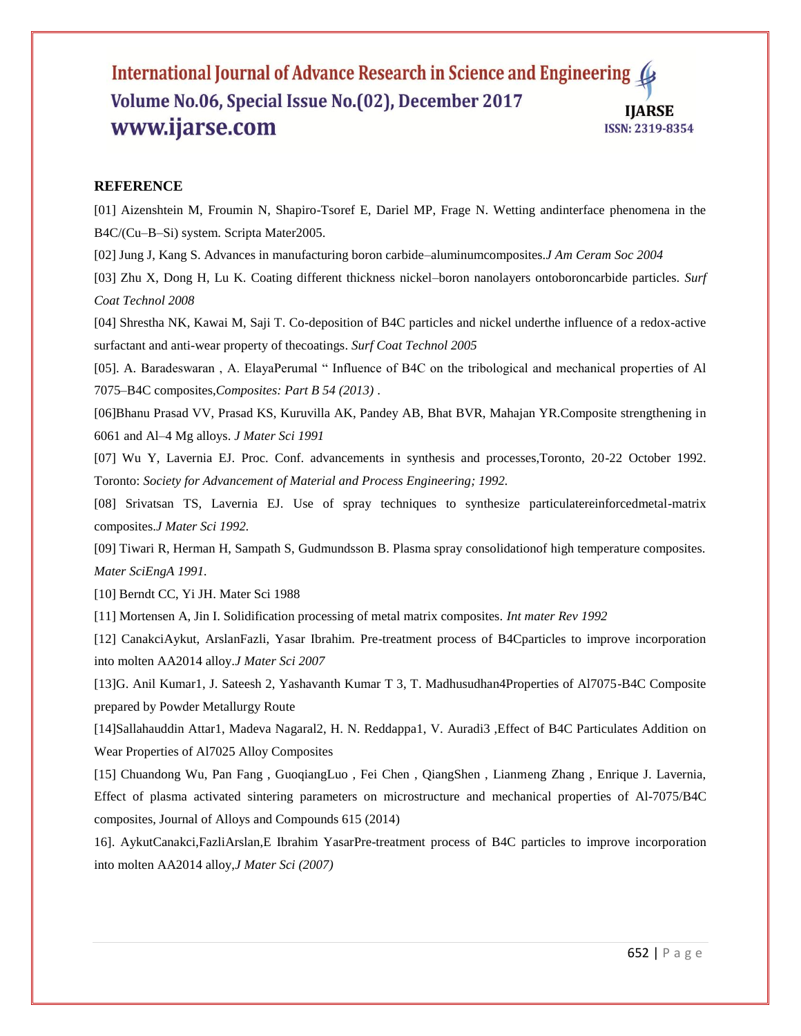## REFERENCE

[01] Aizenshtein M, Froumin N, Shapiro-Tsoref E, Dariel MP, Frage N. Wetting andinterface phenomena in the B4C/(Cu–B–Si) system. Scripta Mater2005.

[02] Jung J, Kang S. Advances in manufacturing boron carbide–aluminumcomposites.*J Am Ceram Soc 2004*

[03] Zhu X, Dong H, Lu K. Coating different thickness nickel–boron nanolayers ontoboroncarbide particles. *Surf Coat Technol 2008*

[04] Shrestha NK, Kawai M, Saji T. Co-deposition of B4C particles and nickel underthe influence of a redox-active surfactant and anti-wear property of thecoatings. *Surf Coat Technol 2005*

[05]. A. Baradeswaran , A. ElayaPerumal " Influence of B4C on the tribological and mechanical properties of Al 7075–B4C composites,*Composites: Part B 54 (2013)* .

[06]Bhanu Prasad VV, Prasad KS, Kuruvilla AK, Pandey AB, Bhat BVR, Mahajan YR.Composite strengthening in 6061 and Al–4 Mg alloys. *J Mater Sci 1991*

[07] Wu Y, Lavernia EJ. Proc. Conf. advancements in synthesis and processes,Toronto, 20-22 October 1992. Toronto: *Society for Advancement of Material and Process Engineering; 1992.*

[08] Srivatsan TS, Lavernia EJ. Use of spray techniques to synthesize particulatereinforcedmetal-matrix composites.*J Mater Sci 1992.*

[09] Tiwari R, Herman H, Sampath S, Gudmundsson B. Plasma spray consolidationof high temperature composites. *Mater SciEngA 1991.*

[10] Berndt CC, Yi JH. Mater Sci 1988

[11] Mortensen A, Jin I. Solidification processing of metal matrix composites. *Int mater Rev 1992*

[12] CanakciAykut, ArslanFazli, Yasar Ibrahim. Pre-treatment process of B4Cparticles to improve incorporation into molten AA2014 alloy.*J Mater Sci 2007*

[13]G. Anil Kumar1, J. Sateesh 2, Yashavanth Kumar T 3, T. Madhusudhan4Properties of Al7075-B4C Composite prepared by Powder Metallurgy Route

[14]Sallahauddin Attar1, Madeva Nagaral2, H. N. Reddappa1, V. Auradi3 ,Effect of B4C Particulates Addition on Wear Properties of Al7025 Alloy Composites

[15] Chuandong Wu, Pan Fang , GuoqiangLuo , Fei Chen , QiangShen , Lianmeng Zhang , Enrique J. Lavernia, Effect of plasma activated sintering parameters on microstructure and mechanical properties of Al-7075/B4C composites, Journal of Alloys and Compounds 615 (2014)

16]. AykutCanakci,FazliArslan,E Ibrahim YasarPre-treatment process of B4C particles to improve incorporation into molten AA2014 alloy,*J Mater Sci (2007)*